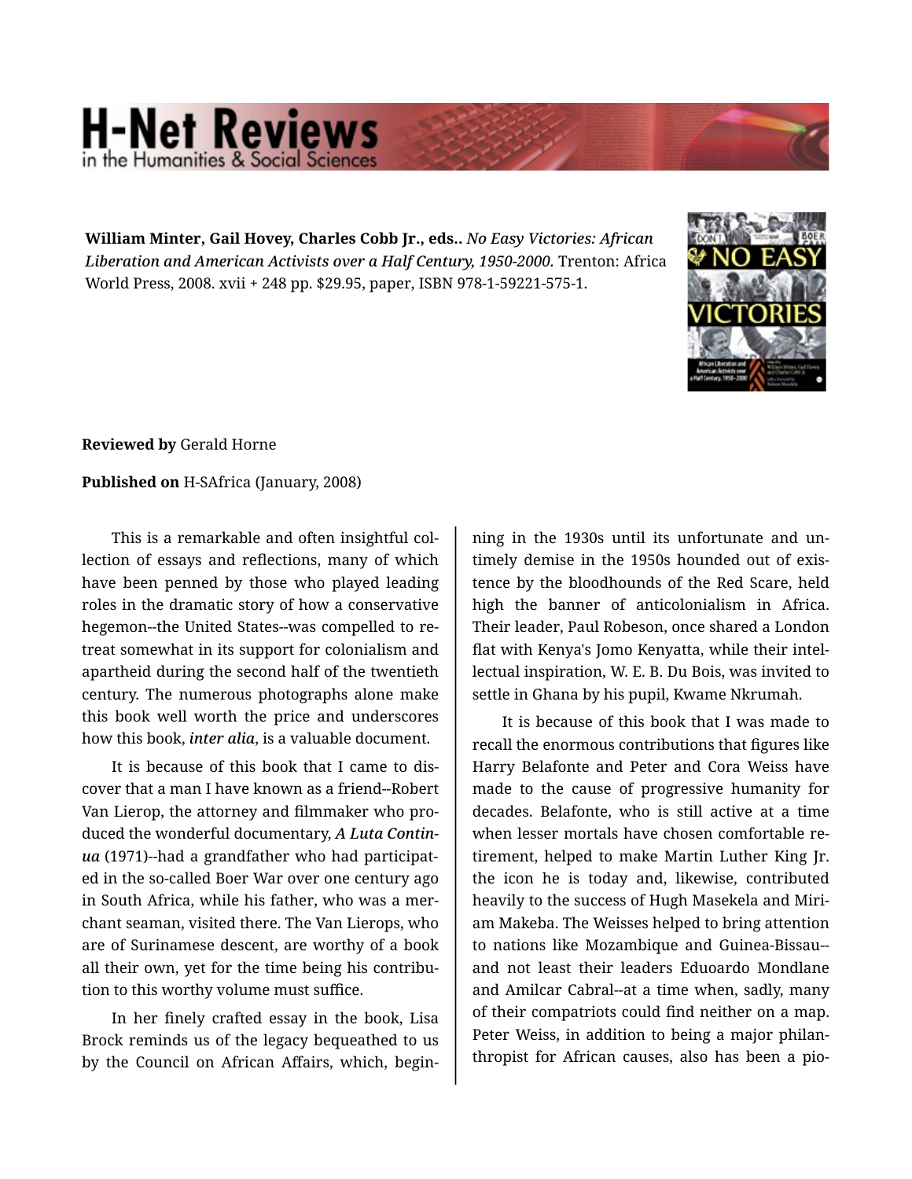**William Minter, Gail Hovey, Charles Cobb Jr., eds..** *No Easy Victories: African Liberation and American Activists over a Half Century, 1950-2000.* Trenton: Africa World Press, 2008. xvii + 248 pp. $29.95, paper, ISBN 978-1-59221-575-1.

**Reviewed by** Gerald Horne

**Published on** H-SAfrica (January, 2008)

This is a remarkable and often insightful collection of essays and reflections, many of which have been penned by those who played leading roles in the dramatic story of how a conservative hegemon--the United States--was compelled to retreat somewhat in its support for colonialism and apartheid during the second half of the twentieth century. The numerous photographs alone make this book well worth the price and underscores how this book, *inter alia*, is a valuable document.

It is because of this book that I came to discover that a man I have known as a friend--Robert Van Lierop, the attorney and filmmaker who produced the wonderful documentary, ***A Luta Continua*** (1971)--had a grandfather who had participated in the so-called Boer War over one century ago in South Africa, while his father, who was a merchant seaman, visited there. The Van Lierops, who are of Surinamese descent, are worthy of a book all their own, yet for the time being his contribution to this worthy volume must suffice.

In her finely crafted essay in the book, Lisa Brock reminds us of the legacy bequeathed to us by the Council on African Affairs, which, beginning in the 1930s until its unfortunate and untimely demise in the 1950s hounded out of existence by the bloodhounds of the Red Scare, held high the banner of anticolonialism in Africa. Their leader, Paul Robeson, once shared a London flat with Kenya's Jomo Kenyatta, while their intellectual inspiration, W. E. B. Du Bois, was invited to settle in Ghana by his pupil, Kwame Nkrumah.

It is because of this book that I was made to recall the enormous contributions that figures like Harry Belafonte and Peter and Cora Weiss have made to the cause of progressive humanity for decades. Belafonte, who is still active at a time when lesser mortals have chosen comfortable retirement, helped to make Martin Luther King Jr. the icon he is today and, likewise, contributed heavily to the success of Hugh Masekela and Miriam Makeba. The Weisses helped to bring attention to nations like Mozambique and Guinea-Bissau--and not least their leaders Eduoardo Mondlane and Amilcar Cabral--at a time when, sadly, many of their compatriots could find neither on a map. Peter Weiss, in addition to being a major philanthropist for African causes, also has been a pio-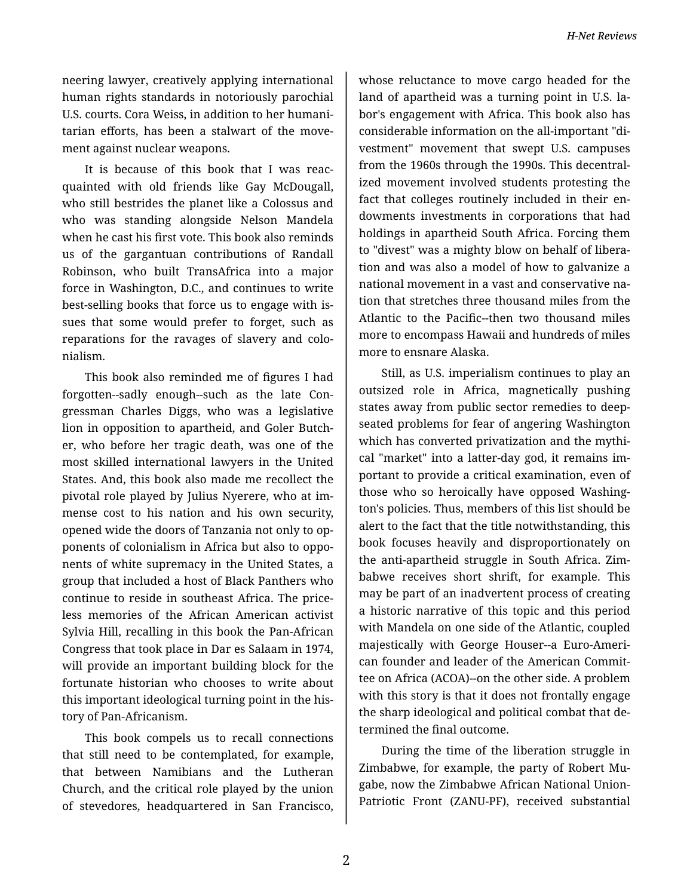neering lawyer, creatively applying international human rights standards in notoriously parochial U.S. courts. Cora Weiss, in addition to her humanitarian efforts, has been a stalwart of the movement against nuclear weapons.

It is because of this book that I was reacquainted with old friends like Gay McDougall, who still bestrides the planet like a Colossus and who was standing alongside Nelson Mandela when he cast his first vote. This book also reminds us of the gargantuan contributions of Randall Robinson, who built TransAfrica into a major force in Washington, D.C., and continues to write best-selling books that force us to engage with issues that some would prefer to forget, such as reparations for the ravages of slavery and colonialism.

This book also reminded me of figures I had forgotten--sadly enough--such as the late Congressman Charles Diggs, who was a legislative lion in opposition to apartheid, and Goler Butcher, who before her tragic death, was one of the most skilled international lawyers in the United States. And, this book also made me recollect the pivotal role played by Julius Nyerere, who at immense cost to his nation and his own security, opened wide the doors of Tanzania not only to opponents of colonialism in Africa but also to opponents of white supremacy in the United States, a group that included a host of Black Panthers who continue to reside in southeast Africa. The priceless memories of the African American activist Sylvia Hill, recalling in this book the Pan-African Congress that took place in Dar es Salaam in 1974, will provide an important building block for the fortunate historian who chooses to write about this important ideological turning point in the history of Pan-Africanism.

This book compels us to recall connections that still need to be contemplated, for example, that between Namibians and the Lutheran Church, and the critical role played by the union of stevedores, headquartered in San Francisco, whose reluctance to move cargo headed for the land of apartheid was a turning point in U.S. labor's engagement with Africa. This book also has considerable information on the all-important "divestment" movement that swept U.S. campuses from the 1960s through the 1990s. This decentralized movement involved students protesting the fact that colleges routinely included in their endowments investments in corporations that had holdings in apartheid South Africa. Forcing them to "divest" was a mighty blow on behalf of liberation and was also a model of how to galvanize a national movement in a vast and conservative nation that stretches three thousand miles from the Atlantic to the Pacific--then two thousand miles more to encompass Hawaii and hundreds of miles more to ensnare Alaska.

Still, as U.S. imperialism continues to play an outsized role in Africa, magnetically pushing states away from public sector remedies to deep-seated problems for fear of angering Washington which has converted privatization and the mythical "market" into a latter-day god, it remains important to provide a critical examination, even of those who so heroically have opposed Washington's policies. Thus, members of this list should be alert to the fact that the title notwithstanding, this book focuses heavily and disproportionately on the anti-apartheid struggle in South Africa. Zimbabwe receives short shrift, for example. This may be part of an inadvertent process of creating a historic narrative of this topic and this period with Mandela on one side of the Atlantic, coupled majestically with George Houser--a Euro-American founder and leader of the American Committee on Africa (ACOA)--on the other side. A problem with this story is that it does not frontally engage the sharp ideological and political combat that determined the final outcome.

During the time of the liberation struggle in Zimbabwe, for example, the party of Robert Mugabe, now the Zimbabwe African National Union-Patriotic Front (ZANU-PF), received substantial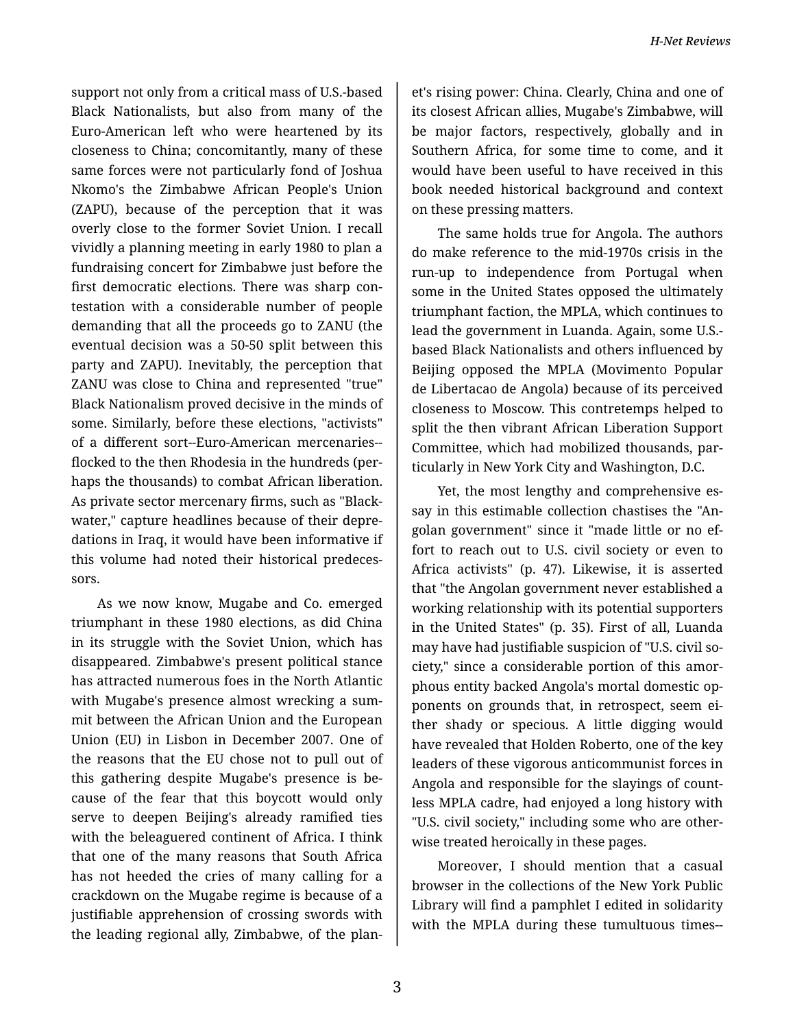support not only from a critical mass of U.S.-based Black Nationalists, but also from many of the Euro-American left who were heartened by its closeness to China; concomitantly, many of these same forces were not particularly fond of Joshua Nkomo's the Zimbabwe African People's Union (ZAPU), because of the perception that it was overly close to the former Soviet Union. I recall vividly a planning meeting in early 1980 to plan a fundraising concert for Zimbabwe just before the first democratic elections. There was sharp contestation with a considerable number of people demanding that all the proceeds go to ZANU (the eventual decision was a 50-50 split between this party and ZAPU). Inevitably, the perception that ZANU was close to China and represented "true" Black Nationalism proved decisive in the minds of some. Similarly, before these elections, "activists" of a different sort--Euro-American mercenaries--flocked to the then Rhodesia in the hundreds (perhaps the thousands) to combat African liberation. As private sector mercenary firms, such as "Blackwater," capture headlines because of their depredations in Iraq, it would have been informative if this volume had noted their historical predecessors.

As we now know, Mugabe and Co. emerged triumphant in these 1980 elections, as did China in its struggle with the Soviet Union, which has disappeared. Zimbabwe's present political stance has attracted numerous foes in the North Atlantic with Mugabe's presence almost wrecking a summit between the African Union and the European Union (EU) in Lisbon in December 2007. One of the reasons that the EU chose not to pull out of this gathering despite Mugabe's presence is because of the fear that this boycott would only serve to deepen Beijing's already ramified ties with the beleaguered continent of Africa. I think that one of the many reasons that South Africa has not heeded the cries of many calling for a crackdown on the Mugabe regime is because of a justifiable apprehension of crossing swords with the leading regional ally, Zimbabwe, of the planet's rising power: China. Clearly, China and one of its closest African allies, Mugabe's Zimbabwe, will be major factors, respectively, globally and in Southern Africa, for some time to come, and it would have been useful to have received in this book needed historical background and context on these pressing matters.

The same holds true for Angola. The authors do make reference to the mid-1970s crisis in the run-up to independence from Portugal when some in the United States opposed the ultimately triumphant faction, the MPLA, which continues to lead the government in Luanda. Again, some U.S.-based Black Nationalists and others influenced by Beijing opposed the MPLA (Movimento Popular de Libertacao de Angola) because of its perceived closeness to Moscow. This contretemps helped to split the then vibrant African Liberation Support Committee, which had mobilized thousands, particularly in New York City and Washington, D.C.

Yet, the most lengthy and comprehensive essay in this estimable collection chastises the "Angolan government" since it "made little or no effort to reach out to U.S. civil society or even to Africa activists" (p. 47). Likewise, it is asserted that "the Angolan government never established a working relationship with its potential supporters in the United States" (p. 35). First of all, Luanda may have had justifiable suspicion of "U.S. civil society," since a considerable portion of this amorphous entity backed Angola's mortal domestic opponents on grounds that, in retrospect, seem either shady or specious. A little digging would have revealed that Holden Roberto, one of the key leaders of these vigorous anticommunist forces in Angola and responsible for the slayings of countless MPLA cadre, had enjoyed a long history with "U.S. civil society," including some who are otherwise treated heroically in these pages.

Moreover, I should mention that a casual browser in the collections of the New York Public Library will find a pamphlet I edited in solidarity with the MPLA during these tumultuous times--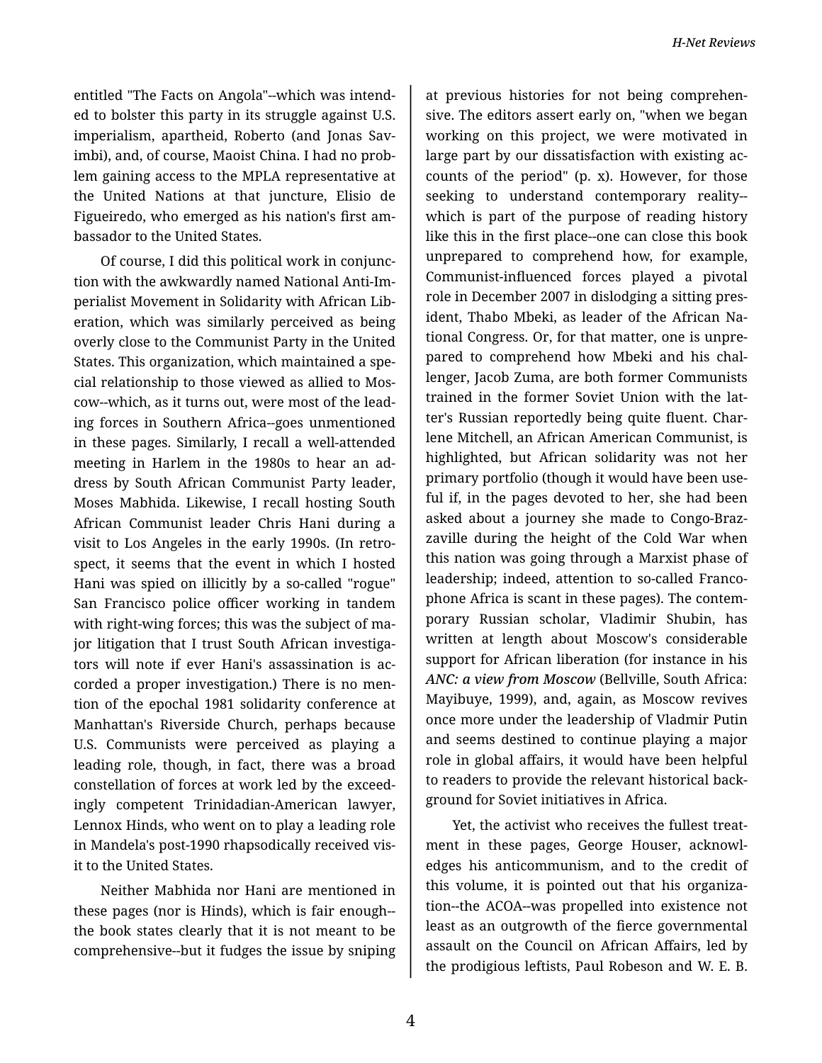entitled "The Facts on Angola"--which was intended to bolster this party in its struggle against U.S. imperialism, apartheid, Roberto (and Jonas Savimbi), and, of course, Maoist China. I had no problem gaining access to the MPLA representative at the United Nations at that juncture, Elisio de Figueiredo, who emerged as his nation's first ambassador to the United States.

Of course, I did this political work in conjunction with the awkwardly named National Anti-Imperialist Movement in Solidarity with African Liberation, which was similarly perceived as being overly close to the Communist Party in the United States. This organization, which maintained a special relationship to those viewed as allied to Moscow--which, as it turns out, were most of the leading forces in Southern Africa--goes unmentioned in these pages. Similarly, I recall a well-attended meeting in Harlem in the 1980s to hear an address by South African Communist Party leader, Moses Mabhida. Likewise, I recall hosting South African Communist leader Chris Hani during a visit to Los Angeles in the early 1990s. (In retrospect, it seems that the event in which I hosted Hani was spied on illicitly by a so-called "rogue" San Francisco police officer working in tandem with right-wing forces; this was the subject of major litigation that I trust South African investigators will note if ever Hani's assassination is accorded a proper investigation.) There is no mention of the epochal 1981 solidarity conference at Manhattan's Riverside Church, perhaps because U.S. Communists were perceived as playing a leading role, though, in fact, there was a broad constellation of forces at work led by the exceedingly competent Trinidadian-American lawyer, Lennox Hinds, who went on to play a leading role in Mandela's post-1990 rhapsodically received visit to the United States.

Neither Mabhida nor Hani are mentioned in these pages (nor is Hinds), which is fair enough--the book states clearly that it is not meant to be comprehensive--but it fudges the issue by sniping at previous histories for not being comprehensive. The editors assert early on, "when we began working on this project, we were motivated in large part by our dissatisfaction with existing accounts of the period" (p. x). However, for those seeking to understand contemporary reality--which is part of the purpose of reading history like this in the first place--one can close this book unprepared to comprehend how, for example, Communist-influenced forces played a pivotal role in December 2007 in dislodging a sitting president, Thabo Mbeki, as leader of the African National Congress. Or, for that matter, one is unprepared to comprehend how Mbeki and his challenger, Jacob Zuma, are both former Communists trained in the former Soviet Union with the latter's Russian reportedly being quite fluent. Charlene Mitchell, an African American Communist, is highlighted, but African solidarity was not her primary portfolio (though it would have been useful if, in the pages devoted to her, she had been asked about a journey she made to Congo-Brazzaville during the height of the Cold War when this nation was going through a Marxist phase of leadership; indeed, attention to so-called Francophone Africa is scant in these pages). The contemporary Russian scholar, Vladimir Shubin, has written at length about Moscow's considerable support for African liberation (for instance in his *ANC: a view from Moscow* (Bellville, South Africa: Mayibuye, 1999), and, again, as Moscow revives once more under the leadership of Vladmir Putin and seems destined to continue playing a major role in global affairs, it would have been helpful to readers to provide the relevant historical background for Soviet initiatives in Africa.

Yet, the activist who receives the fullest treatment in these pages, George Houser, acknowledges his anticommunism, and to the credit of this volume, it is pointed out that his organization--the ACOA--was propelled into existence not least as an outgrowth of the fierce governmental assault on the Council on African Affairs, led by the prodigious leftists, Paul Robeson and W. E. B.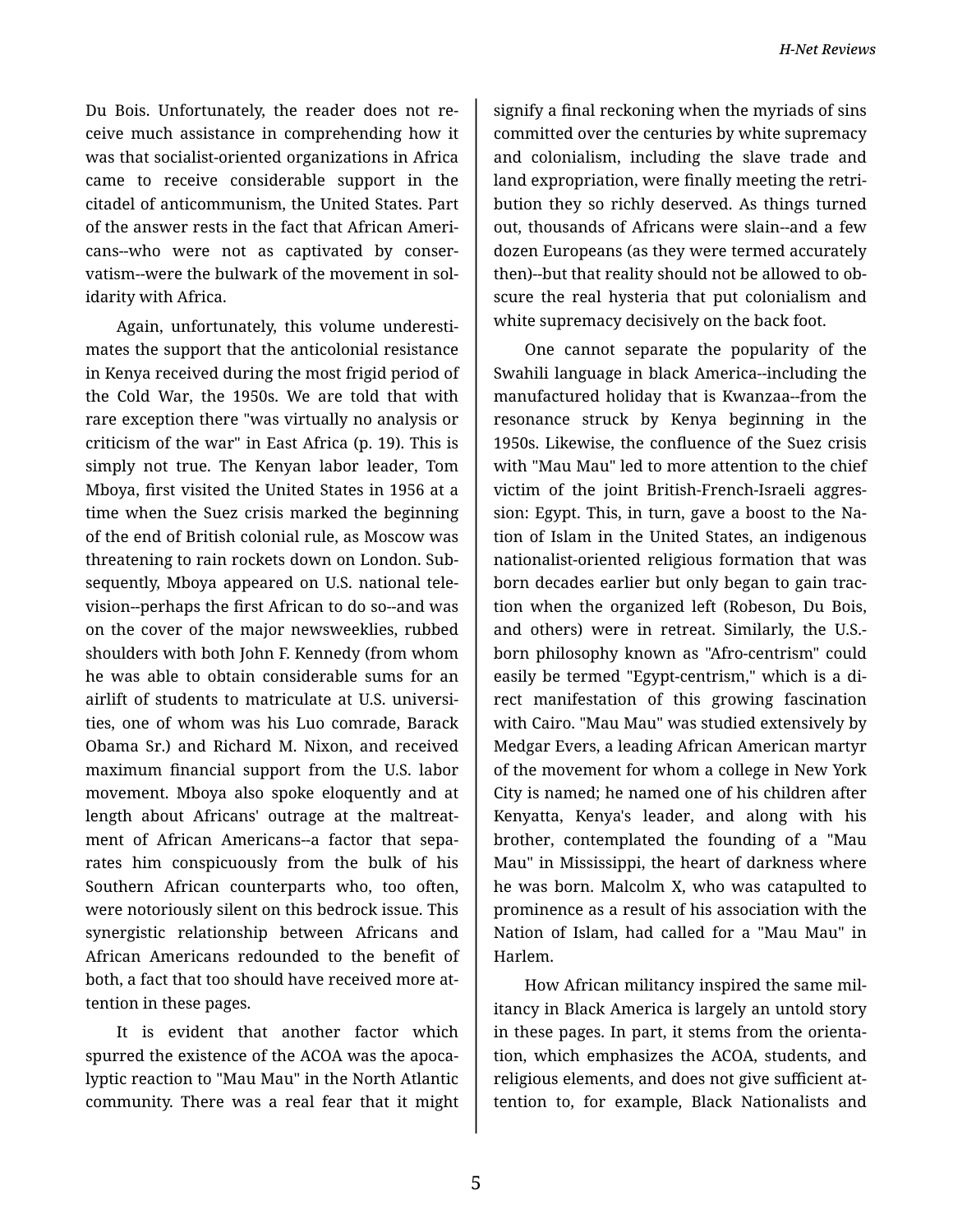Du Bois. Unfortunately, the reader does not receive much assistance in comprehending how it was that socialist-oriented organizations in Africa came to receive considerable support in the citadel of anticommunism, the United States. Part of the answer rests in the fact that African Americans--who were not as captivated by conservatism--were the bulwark of the movement in solidarity with Africa.

Again, unfortunately, this volume underestimates the support that the anticolonial resistance in Kenya received during the most frigid period of the Cold War, the 1950s. We are told that with rare exception there "was virtually no analysis or criticism of the war" in East Africa (p. 19). This is simply not true. The Kenyan labor leader, Tom Mboya, first visited the United States in 1956 at a time when the Suez crisis marked the beginning of the end of British colonial rule, as Moscow was threatening to rain rockets down on London. Subsequently, Mboya appeared on U.S. national television--perhaps the first African to do so--and was on the cover of the major newsweeklies, rubbed shoulders with both John F. Kennedy (from whom he was able to obtain considerable sums for an airlift of students to matriculate at U.S. universities, one of whom was his Luo comrade, Barack Obama Sr.) and Richard M. Nixon, and received maximum financial support from the U.S. labor movement. Mboya also spoke eloquently and at length about Africans' outrage at the maltreatment of African Americans--a factor that separates him conspicuously from the bulk of his Southern African counterparts who, too often, were notoriously silent on this bedrock issue. This synergistic relationship between Africans and African Americans redounded to the benefit of both, a fact that too should have received more attention in these pages.

It is evident that another factor which spurred the existence of the ACOA was the apocalyptic reaction to "Mau Mau" in the North Atlantic community. There was a real fear that it might signify a final reckoning when the myriads of sins committed over the centuries by white supremacy and colonialism, including the slave trade and land expropriation, were finally meeting the retribution they so richly deserved. As things turned out, thousands of Africans were slain--and a few dozen Europeans (as they were termed accurately then)--but that reality should not be allowed to obscure the real hysteria that put colonialism and white supremacy decisively on the back foot.

One cannot separate the popularity of the Swahili language in black America--including the manufactured holiday that is Kwanzaa--from the resonance struck by Kenya beginning in the 1950s. Likewise, the confluence of the Suez crisis with "Mau Mau" led to more attention to the chief victim of the joint British-French-Israeli aggression: Egypt. This, in turn, gave a boost to the Nation of Islam in the United States, an indigenous nationalist-oriented religious formation that was born decades earlier but only began to gain traction when the organized left (Robeson, Du Bois, and others) were in retreat. Similarly, the U.S.-born philosophy known as "Afro-centrism" could easily be termed "Egypt-centrism," which is a direct manifestation of this growing fascination with Cairo. "Mau Mau" was studied extensively by Medgar Evers, a leading African American martyr of the movement for whom a college in New York City is named; he named one of his children after Kenyatta, Kenya's leader, and along with his brother, contemplated the founding of a "Mau Mau" in Mississippi, the heart of darkness where he was born. Malcolm X, who was catapulted to prominence as a result of his association with the Nation of Islam, had called for a "Mau Mau" in Harlem.

How African militancy inspired the same militancy in Black America is largely an untold story in these pages. In part, it stems from the orientation, which emphasizes the ACOA, students, and religious elements, and does not give sufficient attention to, for example, Black Nationalists and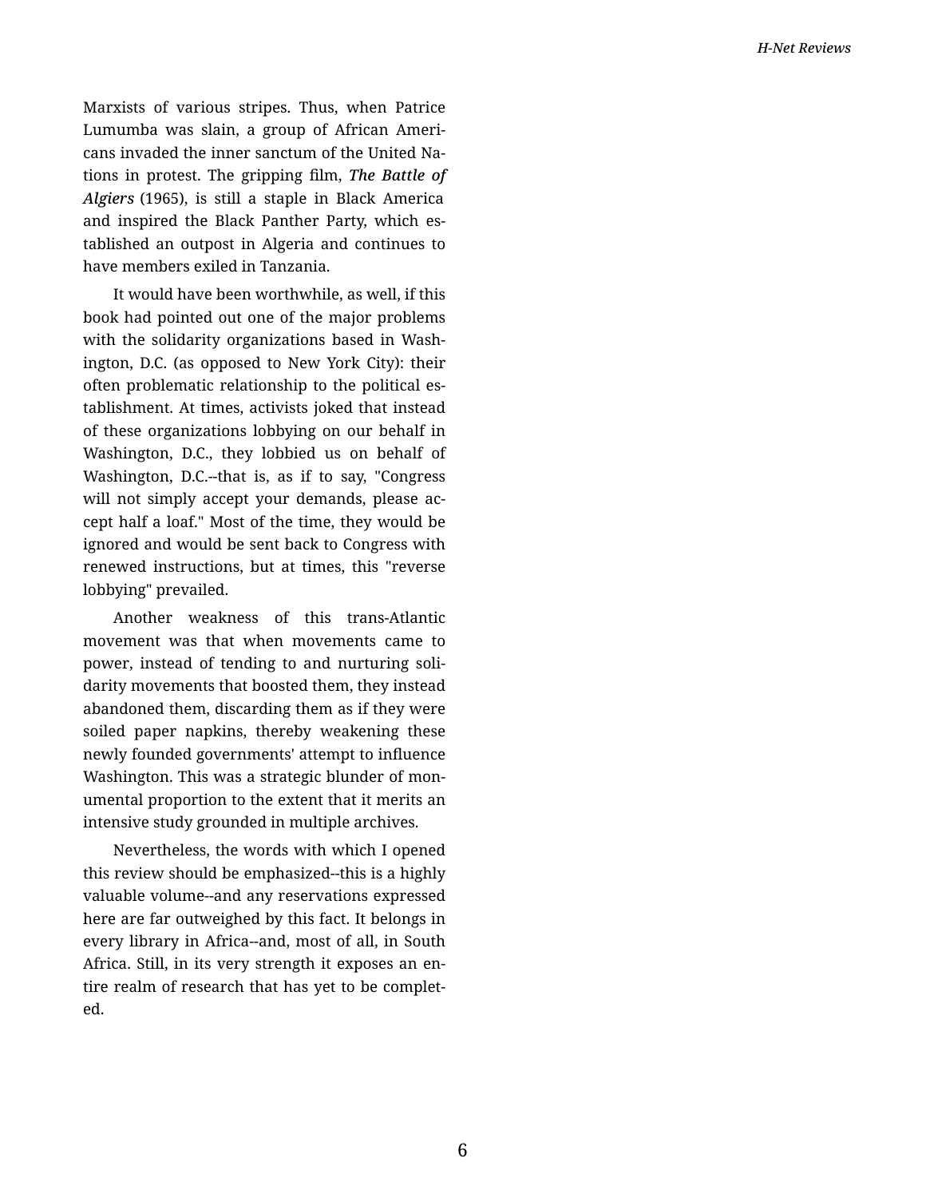Marxists of various stripes. Thus, when Patrice Lumumba was slain, a group of African Americans invaded the inner sanctum of the United Nations in protest. The gripping film, ***The Battle of Algiers*** (1965), is still a staple in Black America and inspired the Black Panther Party, which established an outpost in Algeria and continues to have members exiled in Tanzania.

It would have been worthwhile, as well, if this book had pointed out one of the major problems with the solidarity organizations based in Washington, D.C. (as opposed to New York City): their often problematic relationship to the political establishment. At times, activists joked that instead of these organizations lobbying on our behalf in Washington, D.C., they lobbied us on behalf of Washington, D.C.--that is, as if to say, "Congress will not simply accept your demands, please accept half a loaf." Most of the time, they would be ignored and would be sent back to Congress with renewed instructions, but at times, this "reverse lobbying" prevailed.

Another weakness of this trans-Atlantic movement was that when movements came to power, instead of tending to and nurturing solidarity movements that boosted them, they instead abandoned them, discarding them as if they were soiled paper napkins, thereby weakening these newly founded governments' attempt to influence Washington. This was a strategic blunder of monumental proportion to the extent that it merits an intensive study grounded in multiple archives.

Nevertheless, the words with which I opened this review should be emphasized--this is a highly valuable volume--and any reservations expressed here are far outweighed by this fact. It belongs in every library in Africa--and, most of all, in South Africa. Still, in its very strength it exposes an entire realm of research that has yet to be completed.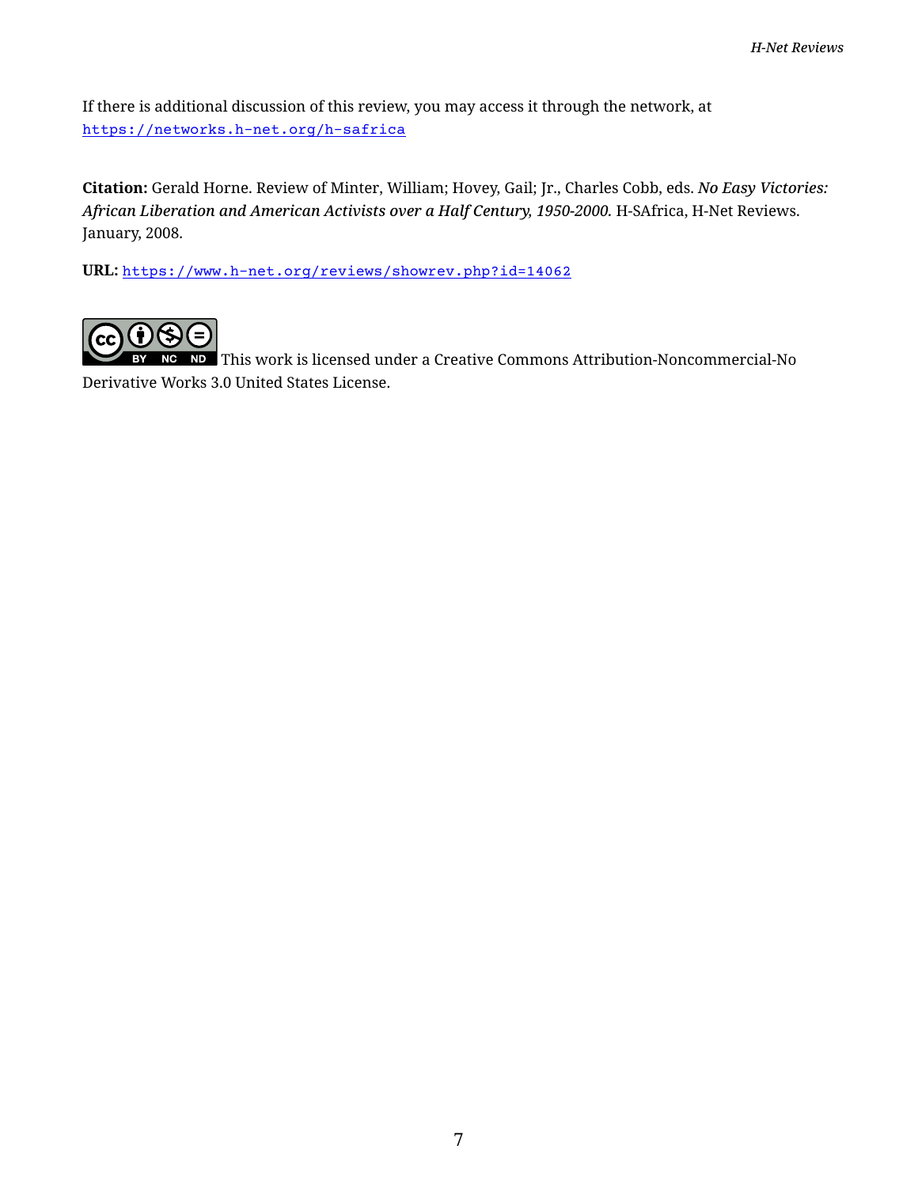If there is additional discussion of this review, you may access it through the network, at https://networks.h-net.org/h-safrica

**Citation:** Gerald Horne. Review of Minter, William; Hovey, Gail; Jr., Charles Cobb, eds. ***No Easy Victories: African Liberation and American Activists over a Half Century, 1950-2000.*** H-SAfrica, H-Net Reviews. January, 2008.

**URL:** https://www.h-net.org/reviews/showrev.php?id=14062

This work is licensed under a Creative Commons Attribution-Noncommercial-No Derivative Works 3.0 United States License.